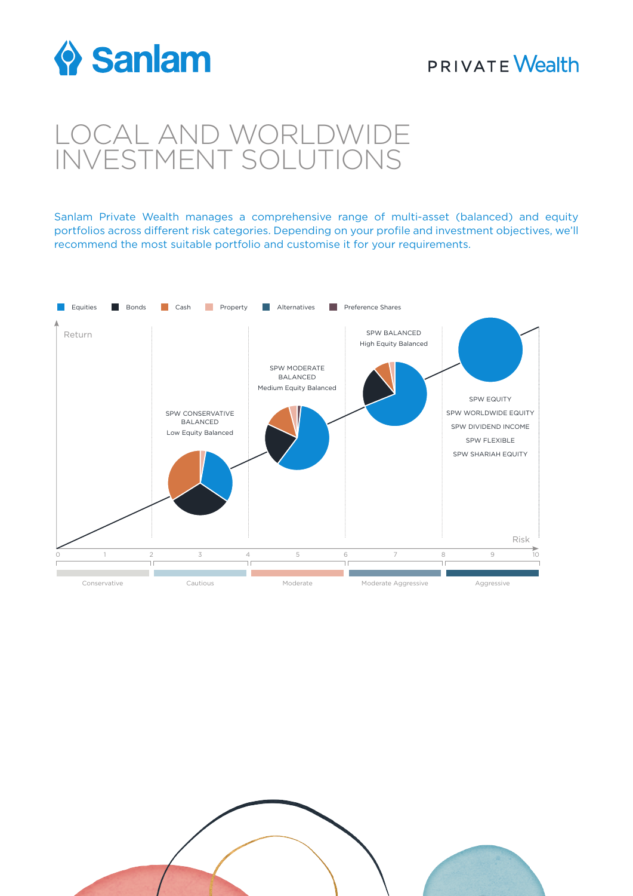Sanlam

PRIVATE Wealth

# LOCAL AND WORLDWIDE INVESTMENT SOLUTIONS

Sanlam Private Wealth manages a comprehensive range of multi-asset (balanced) and equity portfolios across different risk categories. Depending on your profile and investment objectives, we'll recommend the most suitable portfolio and customise it for your requirements.

Equities | Bonds | Cash | Property | Alternatives | Preference Shares

Return

SPW CONSERVATIVE BALANCED
Low Equity Balanced

SPW MODERATE BALANCED
Medium Equity Balanced

SPW BALANCED
High Equity Balanced

SPW EQUITY
SPW WORLDWIDE EQUITY
SPW DIVIDEND INCOME
SPW FLEXIBLE
SPW SHARIAH EQUITY

Risk

0 1 2 3 4 5 6 7 8 9 10

Conservative | Cautious | Moderate | Moderate Aggressive | Aggressive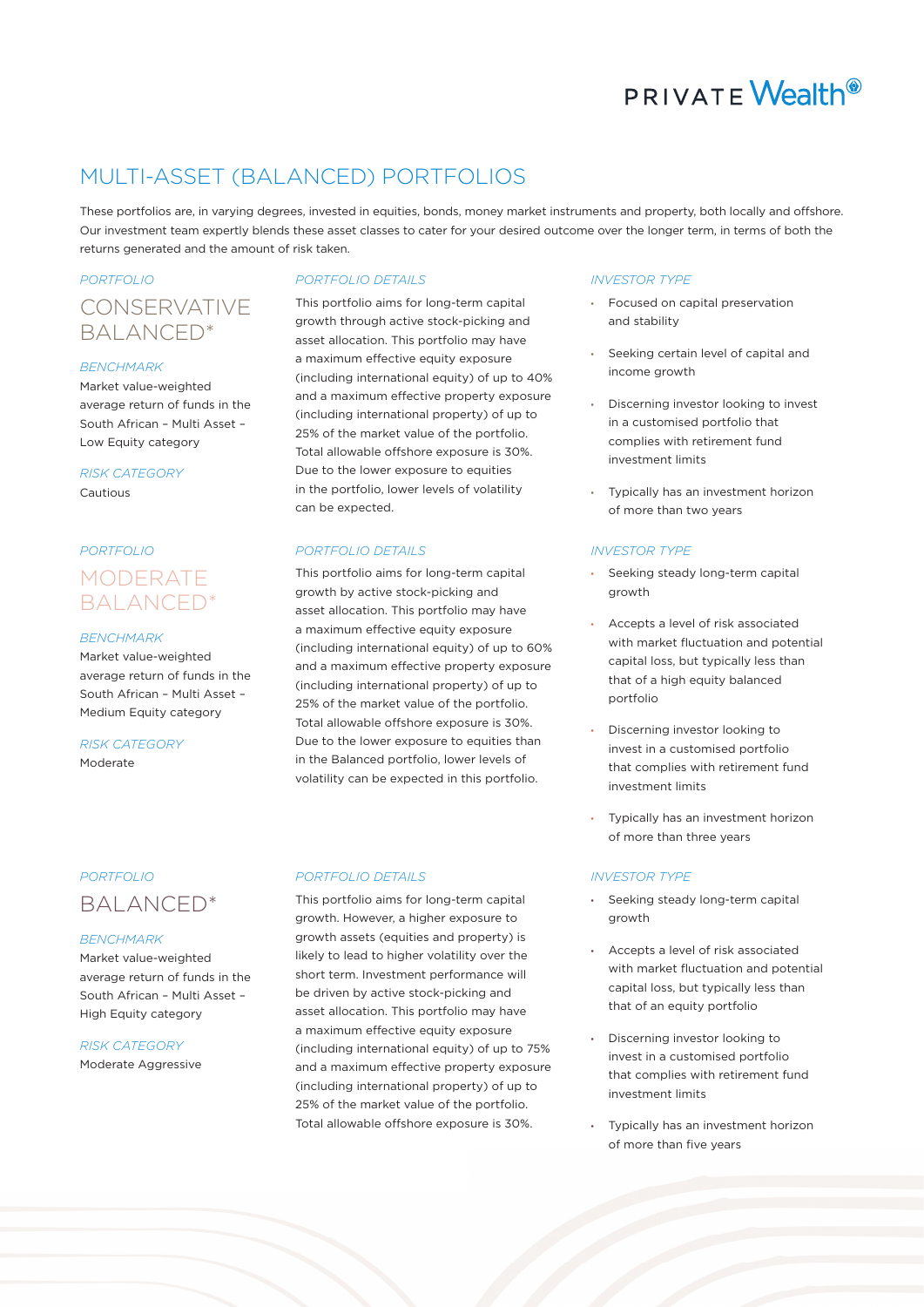# MULTI-ASSET (BALANCED) PORTFOLIOS

These portfolios are, in varying degrees, invested in equities, bonds, money market instruments and property, both locally and offshore. Our investment team expertly blends these asset classes to cater for your desired outcome over the longer term, in terms of both the returns generated and the amount of risk taken.

*PORTFOLIO*

## CONSERVATIVE BALANCED*

*BENCHMARK*

Market value-weighted average return of funds in the South African – Multi Asset – Low Equity category

*RISK CATEGORY*

Cautious

*PORTFOLIO DETAILS*

This portfolio aims for long-term capital growth through active stock-picking and asset allocation. This portfolio may have a maximum effective equity exposure (including international equity) of up to 40% and a maximum effective property exposure (including international property) of up to 25% of the market value of the portfolio. Total allowable offshore exposure is 30%. Due to the lower exposure to equities in the portfolio, lower levels of volatility can be expected.

*INVESTOR TYPE*

- Focused on capital preservation and stability
- Seeking certain level of capital and income growth
- Discerning investor looking to invest in a customised portfolio that complies with retirement fund investment limits
- Typically has an investment horizon of more than two years

*PORTFOLIO*

## MODERATE BALANCED*

*BENCHMARK*

Market value-weighted average return of funds in the South African – Multi Asset – Medium Equity category

*RISK CATEGORY*

Moderate

*PORTFOLIO DETAILS*

This portfolio aims for long-term capital growth by active stock-picking and asset allocation. This portfolio may have a maximum effective equity exposure (including international equity) of up to 60% and a maximum effective property exposure (including international property) of up to 25% of the market value of the portfolio. Total allowable offshore exposure is 30%. Due to the lower exposure to equities than in the Balanced portfolio, lower levels of volatility can be expected in this portfolio.

*INVESTOR TYPE*

- Seeking steady long-term capital growth
- Accepts a level of risk associated with market fluctuation and potential capital loss, but typically less than that of a high equity balanced portfolio
- Discerning investor looking to invest in a customised portfolio that complies with retirement fund investment limits
- Typically has an investment horizon of more than three years

*PORTFOLIO*

## BALANCED*

*BENCHMARK*

Market value-weighted average return of funds in the South African – Multi Asset – High Equity category

*RISK CATEGORY*

Moderate Aggressive

*PORTFOLIO DETAILS*

This portfolio aims for long-term capital growth. However, a higher exposure to growth assets (equities and property) is likely to lead to higher volatility over the short term. Investment performance will be driven by active stock-picking and asset allocation. This portfolio may have a maximum effective equity exposure (including international equity) of up to 75% and a maximum effective property exposure (including international property) of up to 25% of the market value of the portfolio. Total allowable offshore exposure is 30%.

*INVESTOR TYPE*

- Seeking steady long-term capital growth
- Accepts a level of risk associated with market fluctuation and potential capital loss, but typically less than that of an equity portfolio
- Discerning investor looking to invest in a customised portfolio that complies with retirement fund investment limits
- Typically has an investment horizon of more than five years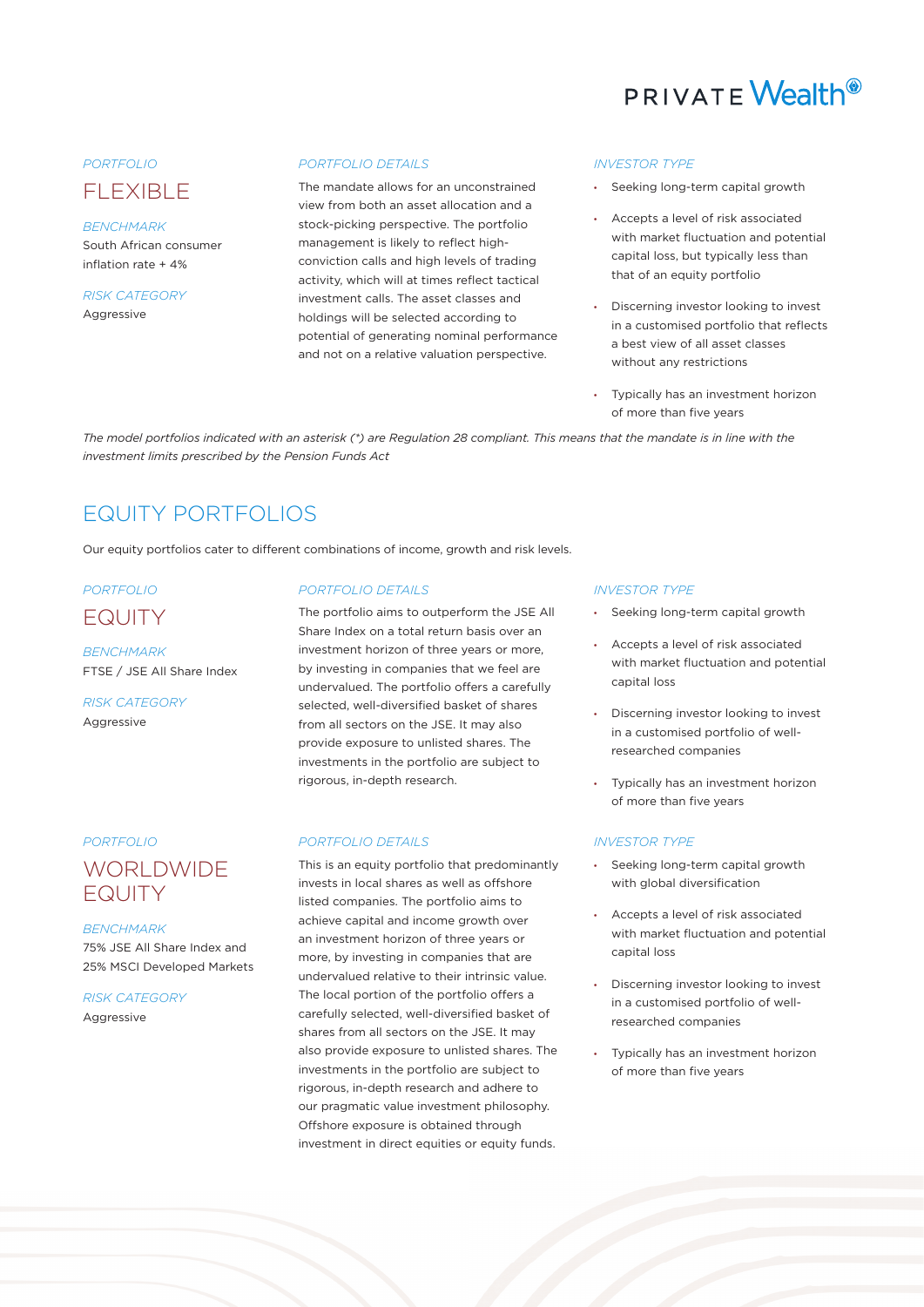### PORTFOLIO

## FLEXIBLE

*BENCHMARK*

South African consumer inflation rate + 4%

*RISK CATEGORY*

Aggressive

*PORTFOLIO DETAILS*

The mandate allows for an unconstrained view from both an asset allocation and a stock-picking perspective. The portfolio management is likely to reflect high-conviction calls and high levels of trading activity, which will at times reflect tactical investment calls. The asset classes and holdings will be selected according to potential of generating nominal performance and not on a relative valuation perspective.

*INVESTOR TYPE*

- Seeking long-term capital growth
- Accepts a level of risk associated with market fluctuation and potential capital loss, but typically less than that of an equity portfolio
- Discerning investor looking to invest in a customised portfolio that reflects a best view of all asset classes without any restrictions
- Typically has an investment horizon of more than five years

*The model portfolios indicated with an asterisk (*) are Regulation 28 compliant. This means that the mandate is in line with the investment limits prescribed by the Pension Funds Act*

# EQUITY PORTFOLIOS

Our equity portfolios cater to different combinations of income, growth and risk levels.

### PORTFOLIO

## EQUITY

*BENCHMARK*

FTSE / JSE All Share Index

*RISK CATEGORY*

Aggressive

*PORTFOLIO DETAILS*

The portfolio aims to outperform the JSE All Share Index on a total return basis over an investment horizon of three years or more, by investing in companies that we feel are undervalued. The portfolio offers a carefully selected, well-diversified basket of shares from all sectors on the JSE. It may also provide exposure to unlisted shares. The investments in the portfolio are subject to rigorous, in-depth research.

*INVESTOR TYPE*

- Seeking long-term capital growth
- Accepts a level of risk associated with market fluctuation and potential capital loss
- Discerning investor looking to invest in a customised portfolio of well-researched companies
- Typically has an investment horizon of more than five years

### PORTFOLIO

## WORLDWIDE EQUITY

*BENCHMARK*

75% JSE All Share Index and 25% MSCI Developed Markets

*RISK CATEGORY*

Aggressive

*PORTFOLIO DETAILS*

This is an equity portfolio that predominantly invests in local shares as well as offshore listed companies. The portfolio aims to achieve capital and income growth over an investment horizon of three years or more, by investing in companies that are undervalued relative to their intrinsic value. The local portion of the portfolio offers a carefully selected, well-diversified basket of shares from all sectors on the JSE. It may also provide exposure to unlisted shares. The investments in the portfolio are subject to rigorous, in-depth research and adhere to our pragmatic value investment philosophy. Offshore exposure is obtained through investment in direct equities or equity funds.

*INVESTOR TYPE*

- Seeking long-term capital growth with global diversification
- Accepts a level of risk associated with market fluctuation and potential capital loss
- Discerning investor looking to invest in a customised portfolio of well-researched companies
- Typically has an investment horizon of more than five years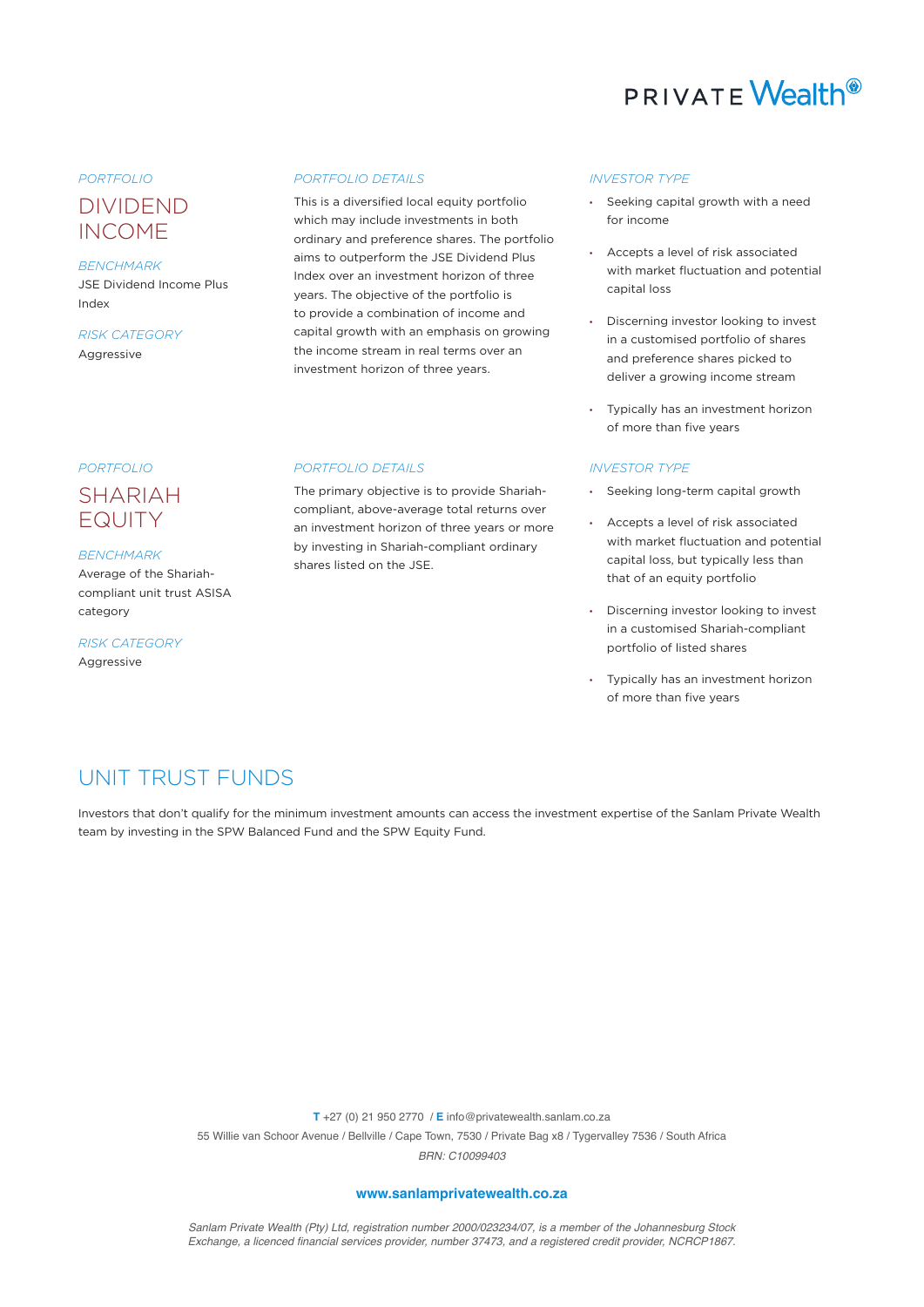PRIVATE Wealth®

PORTFOLIO

## DIVIDEND INCOME

*BENCHMARK*

JSE Dividend Income Plus Index

*RISK CATEGORY*

Aggressive

*PORTFOLIO DETAILS*

This is a diversified local equity portfolio which may include investments in both ordinary and preference shares. The portfolio aims to outperform the JSE Dividend Plus Index over an investment horizon of three years. The objective of the portfolio is to provide a combination of income and capital growth with an emphasis on growing the income stream in real terms over an investment horizon of three years.

*INVESTOR TYPE*

- Seeking capital growth with a need for income
- Accepts a level of risk associated with market fluctuation and potential capital loss
- Discerning investor looking to invest in a customised portfolio of shares and preference shares picked to deliver a growing income stream
- Typically has an investment horizon of more than five years

PORTFOLIO

## SHARIAH EQUITY

*BENCHMARK*

Average of the Shariah-compliant unit trust ASISA category

*RISK CATEGORY*

Aggressive

*PORTFOLIO DETAILS*

The primary objective is to provide Shariah-compliant, above-average total returns over an investment horizon of three years or more by investing in Shariah-compliant ordinary shares listed on the JSE.

*INVESTOR TYPE*

- Seeking long-term capital growth
- Accepts a level of risk associated with market fluctuation and potential capital loss, but typically less than that of an equity portfolio
- Discerning investor looking to invest in a customised Shariah-compliant portfolio of listed shares
- Typically has an investment horizon of more than five years

## UNIT TRUST FUNDS

Investors that don't qualify for the minimum investment amounts can access the investment expertise of the Sanlam Private Wealth team by investing in the SPW Balanced Fund and the SPW Equity Fund.

**T** +27 (0) 21 950 2770 / **E** info@privatewealth.sanlam.co.za

55 Willie van Schoor Avenue / Bellville / Cape Town, 7530 / Private Bag x8 / Tygervalley 7536 / South Africa

*BRN: C10099403*

**www.sanlamprivatewealth.co.za**

*Sanlam Private Wealth (Pty) Ltd, registration number 2000/023234/07, is a member of the Johannesburg Stock Exchange, a licenced financial services provider, number 37473, and a registered credit provider, NCRCP1867.*